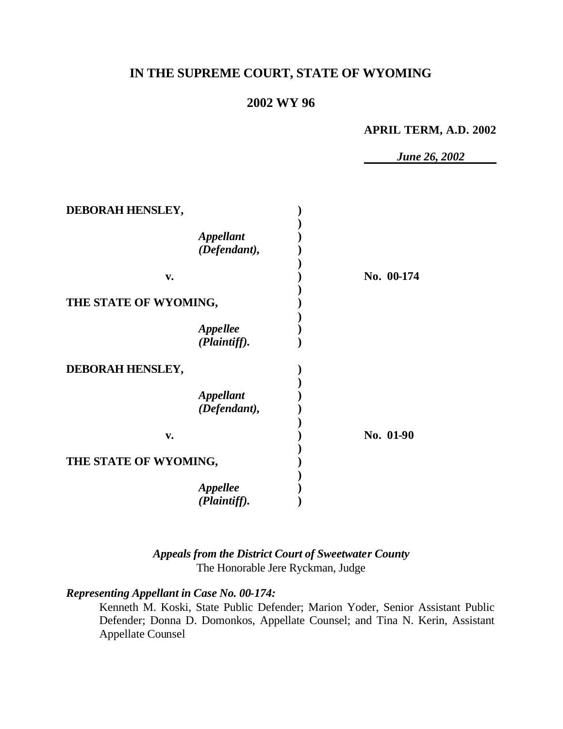# IN THE SUPREME COURT, STATE OF WYOMING

## 2002 WY 96

**APRIL TERM, A.D. 2002**

***June 26, 2002***

**DEBORAH HENSLEY,**

*Appellant (Defendant),*

**v.**

**THE STATE OF WYOMING,**

*Appellee (Plaintiff).*

**No. 00-174**

**DEBORAH HENSLEY,**

*Appellant (Defendant),*

**v.**

**THE STATE OF WYOMING,**

*Appellee (Plaintiff).*

**No. 01-90**

***Appeals from the District Court of Sweetwater County***
The Honorable Jere Ryckman, Judge

***Representing Appellant in Case No. 00-174:***

Kenneth M. Koski, State Public Defender; Marion Yoder, Senior Assistant Public Defender; Donna D. Domonkos, Appellate Counsel; and Tina N. Kerin, Assistant Appellate Counsel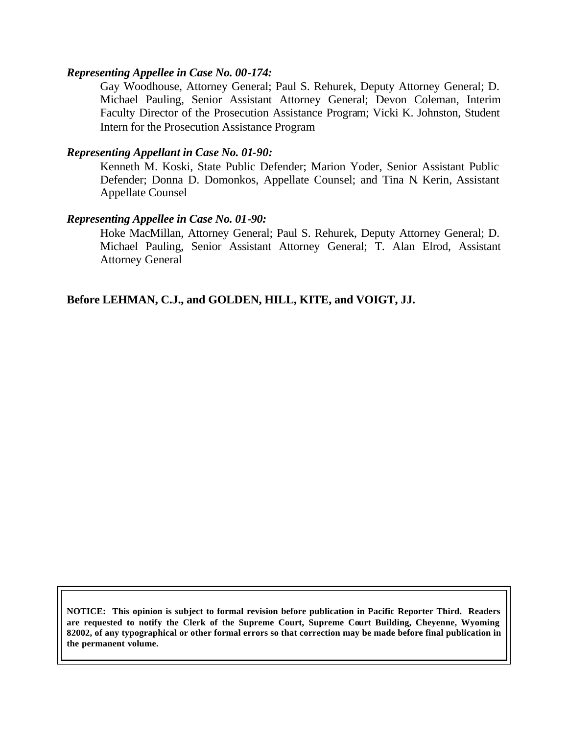***Representing Appellee in Case No. 00-174:***

Gay Woodhouse, Attorney General; Paul S. Rehurek, Deputy Attorney General; D. Michael Pauling, Senior Assistant Attorney General; Devon Coleman, Interim Faculty Director of the Prosecution Assistance Program; Vicki K. Johnston, Student Intern for the Prosecution Assistance Program

***Representing Appellant in Case No. 01-90:***

Kenneth M. Koski, State Public Defender; Marion Yoder, Senior Assistant Public Defender; Donna D. Domonkos, Appellate Counsel; and Tina N. Kerin, Assistant Appellate Counsel

***Representing Appellee in Case No. 01-90:***

Hoke MacMillan, Attorney General; Paul S. Rehurek, Deputy Attorney General; D. Michael Pauling, Senior Assistant Attorney General; T. Alan Elrod, Assistant Attorney General

**Before LEHMAN, C.J., and GOLDEN, HILL, KITE, and VOIGT, JJ.**

**NOTICE: This opinion is subject to formal revision before publication in Pacific Reporter Third. Readers are requested to notify the Clerk of the Supreme Court, Supreme Court Building, Cheyenne, Wyoming 82002, of any typographical or other formal errors so that correction may be made before final publication in the permanent volume.**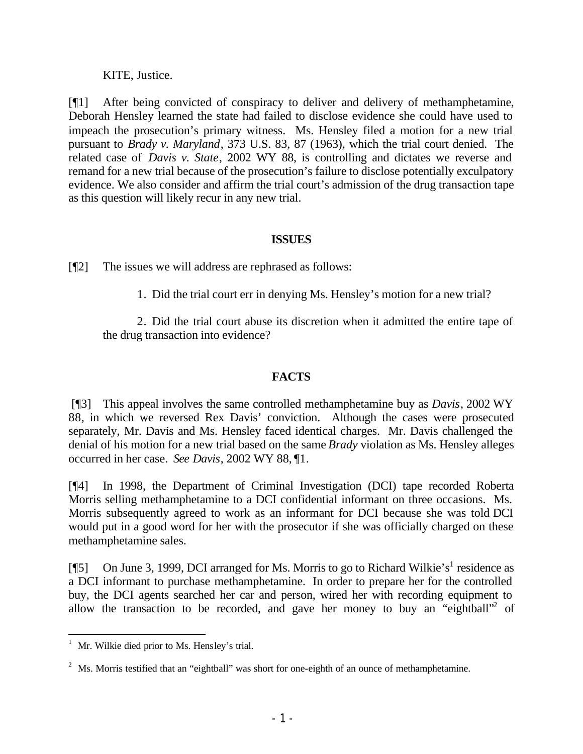KITE, Justice.

[¶1] After being convicted of conspiracy to deliver and delivery of methamphetamine, Deborah Hensley learned the state had failed to disclose evidence she could have used to impeach the prosecution's primary witness. Ms. Hensley filed a motion for a new trial pursuant to *Brady v. Maryland*, 373 U.S. 83, 87 (1963), which the trial court denied. The related case of *Davis v. State*, 2002 WY 88, is controlling and dictates we reverse and remand for a new trial because of the prosecution's failure to disclose potentially exculpatory evidence. We also consider and affirm the trial court's admission of the drug transaction tape as this question will likely recur in any new trial.

## ISSUES

[¶2] The issues we will address are rephrased as follows:

1. Did the trial court err in denying Ms. Hensley's motion for a new trial?

2. Did the trial court abuse its discretion when it admitted the entire tape of the drug transaction into evidence?

## FACTS

[¶3] This appeal involves the same controlled methamphetamine buy as *Davis*, 2002 WY 88, in which we reversed Rex Davis' conviction. Although the cases were prosecuted separately, Mr. Davis and Ms. Hensley faced identical charges. Mr. Davis challenged the denial of his motion for a new trial based on the same *Brady* violation as Ms. Hensley alleges occurred in her case. *See Davis*, 2002 WY 88, ¶1.

[¶4] In 1998, the Department of Criminal Investigation (DCI) tape recorded Roberta Morris selling methamphetamine to a DCI confidential informant on three occasions. Ms. Morris subsequently agreed to work as an informant for DCI because she was told DCI would put in a good word for her with the prosecutor if she was officially charged on these methamphetamine sales.

[¶5] On June 3, 1999, DCI arranged for Ms. Morris to go to Richard Wilkie's[1] residence as a DCI informant to purchase methamphetamine. In order to prepare her for the controlled buy, the DCI agents searched her car and person, wired her with recording equipment to allow the transaction to be recorded, and gave her money to buy an "eightball"[2] of

---

[1] Mr. Wilkie died prior to Ms. Hensley's trial.

[2] Ms. Morris testified that an "eightball" was short for one-eighth of an ounce of methamphetamine.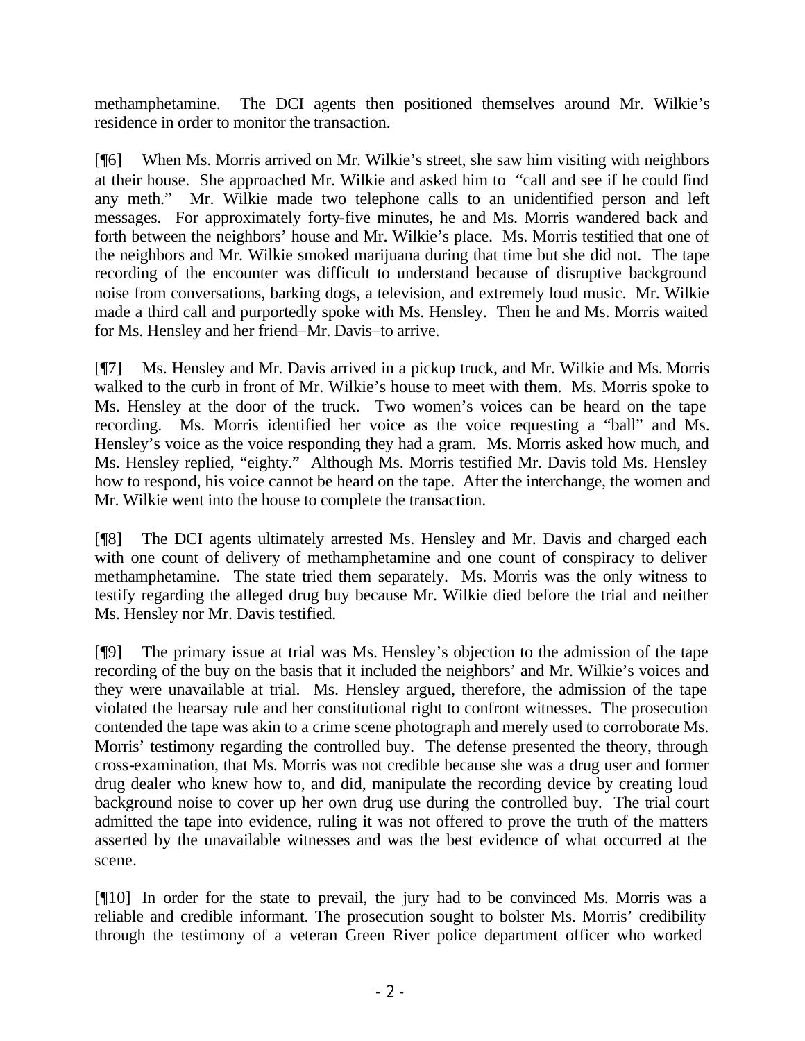methamphetamine. The DCI agents then positioned themselves around Mr. Wilkie's residence in order to monitor the transaction.

[¶6] When Ms. Morris arrived on Mr. Wilkie's street, she saw him visiting with neighbors at their house. She approached Mr. Wilkie and asked him to "call and see if he could find any meth." Mr. Wilkie made two telephone calls to an unidentified person and left messages. For approximately forty-five minutes, he and Ms. Morris wandered back and forth between the neighbors' house and Mr. Wilkie's place. Ms. Morris testified that one of the neighbors and Mr. Wilkie smoked marijuana during that time but she did not. The tape recording of the encounter was difficult to understand because of disruptive background noise from conversations, barking dogs, a television, and extremely loud music. Mr. Wilkie made a third call and purportedly spoke with Ms. Hensley. Then he and Ms. Morris waited for Ms. Hensley and her friend–Mr. Davis–to arrive.

[¶7] Ms. Hensley and Mr. Davis arrived in a pickup truck, and Mr. Wilkie and Ms. Morris walked to the curb in front of Mr. Wilkie's house to meet with them. Ms. Morris spoke to Ms. Hensley at the door of the truck. Two women's voices can be heard on the tape recording. Ms. Morris identified her voice as the voice requesting a "ball" and Ms. Hensley's voice as the voice responding they had a gram. Ms. Morris asked how much, and Ms. Hensley replied, "eighty." Although Ms. Morris testified Mr. Davis told Ms. Hensley how to respond, his voice cannot be heard on the tape. After the interchange, the women and Mr. Wilkie went into the house to complete the transaction.

[¶8] The DCI agents ultimately arrested Ms. Hensley and Mr. Davis and charged each with one count of delivery of methamphetamine and one count of conspiracy to deliver methamphetamine. The state tried them separately. Ms. Morris was the only witness to testify regarding the alleged drug buy because Mr. Wilkie died before the trial and neither Ms. Hensley nor Mr. Davis testified.

[¶9] The primary issue at trial was Ms. Hensley's objection to the admission of the tape recording of the buy on the basis that it included the neighbors' and Mr. Wilkie's voices and they were unavailable at trial. Ms. Hensley argued, therefore, the admission of the tape violated the hearsay rule and her constitutional right to confront witnesses. The prosecution contended the tape was akin to a crime scene photograph and merely used to corroborate Ms. Morris' testimony regarding the controlled buy. The defense presented the theory, through cross-examination, that Ms. Morris was not credible because she was a drug user and former drug dealer who knew how to, and did, manipulate the recording device by creating loud background noise to cover up her own drug use during the controlled buy. The trial court admitted the tape into evidence, ruling it was not offered to prove the truth of the matters asserted by the unavailable witnesses and was the best evidence of what occurred at the scene.

[¶10] In order for the state to prevail, the jury had to be convinced Ms. Morris was a reliable and credible informant. The prosecution sought to bolster Ms. Morris' credibility through the testimony of a veteran Green River police department officer who worked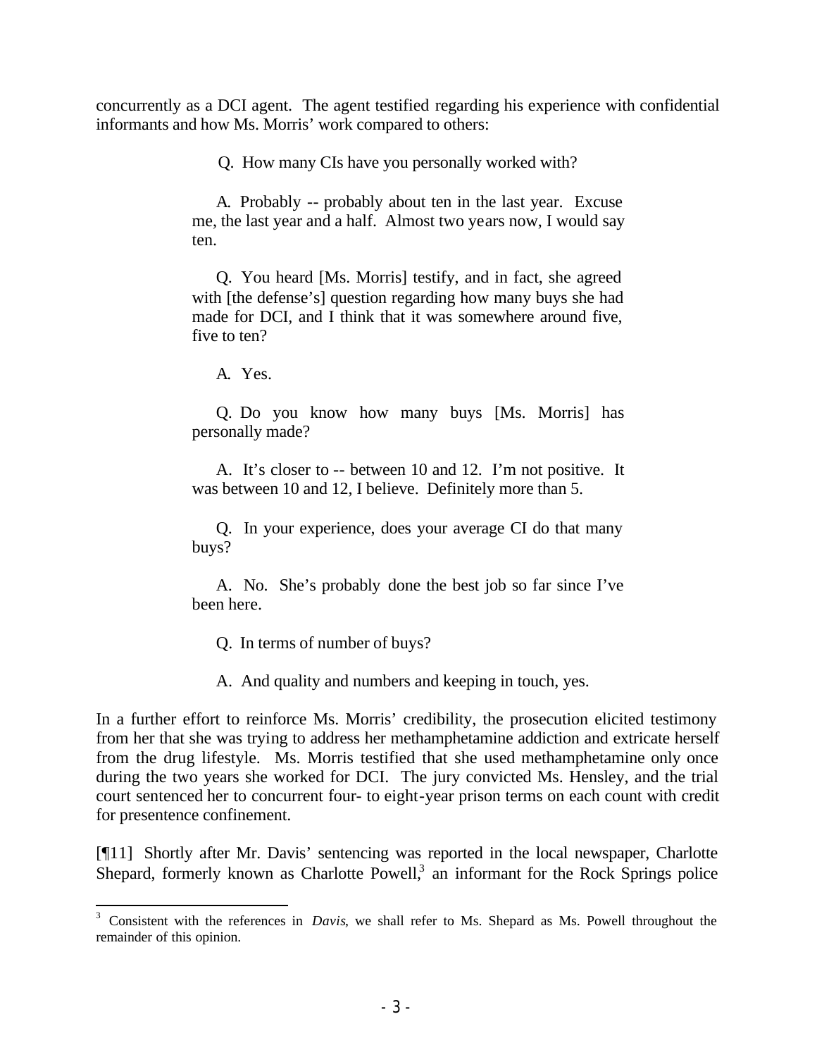concurrently as a DCI agent. The agent testified regarding his experience with confidential informants and how Ms. Morris' work compared to others:

> Q. How many CIs have you personally worked with?
>
> A. Probably -- probably about ten in the last year. Excuse me, the last year and a half. Almost two years now, I would say ten.
>
> Q. You heard [Ms. Morris] testify, and in fact, she agreed with [the defense's] question regarding how many buys she had made for DCI, and I think that it was somewhere around five, five to ten?
>
> A. Yes.
>
> Q. Do you know how many buys [Ms. Morris] has personally made?
>
> A. It's closer to -- between 10 and 12. I'm not positive. It was between 10 and 12, I believe. Definitely more than 5.
>
> Q. In your experience, does your average CI do that many buys?
>
> A. No. She's probably done the best job so far since I've been here.
>
> Q. In terms of number of buys?
>
> A. And quality and numbers and keeping in touch, yes.

In a further effort to reinforce Ms. Morris' credibility, the prosecution elicited testimony from her that she was trying to address her methamphetamine addiction and extricate herself from the drug lifestyle. Ms. Morris testified that she used methamphetamine only once during the two years she worked for DCI. The jury convicted Ms. Hensley, and the trial court sentenced her to concurrent four- to eight-year prison terms on each count with credit for presentence confinement.

[¶11] Shortly after Mr. Davis' sentencing was reported in the local newspaper, Charlotte Shepard, formerly known as Charlotte Powell,[3] an informant for the Rock Springs police

---

[3] Consistent with the references in *Davis*, we shall refer to Ms. Shepard as Ms. Powell throughout the remainder of this opinion.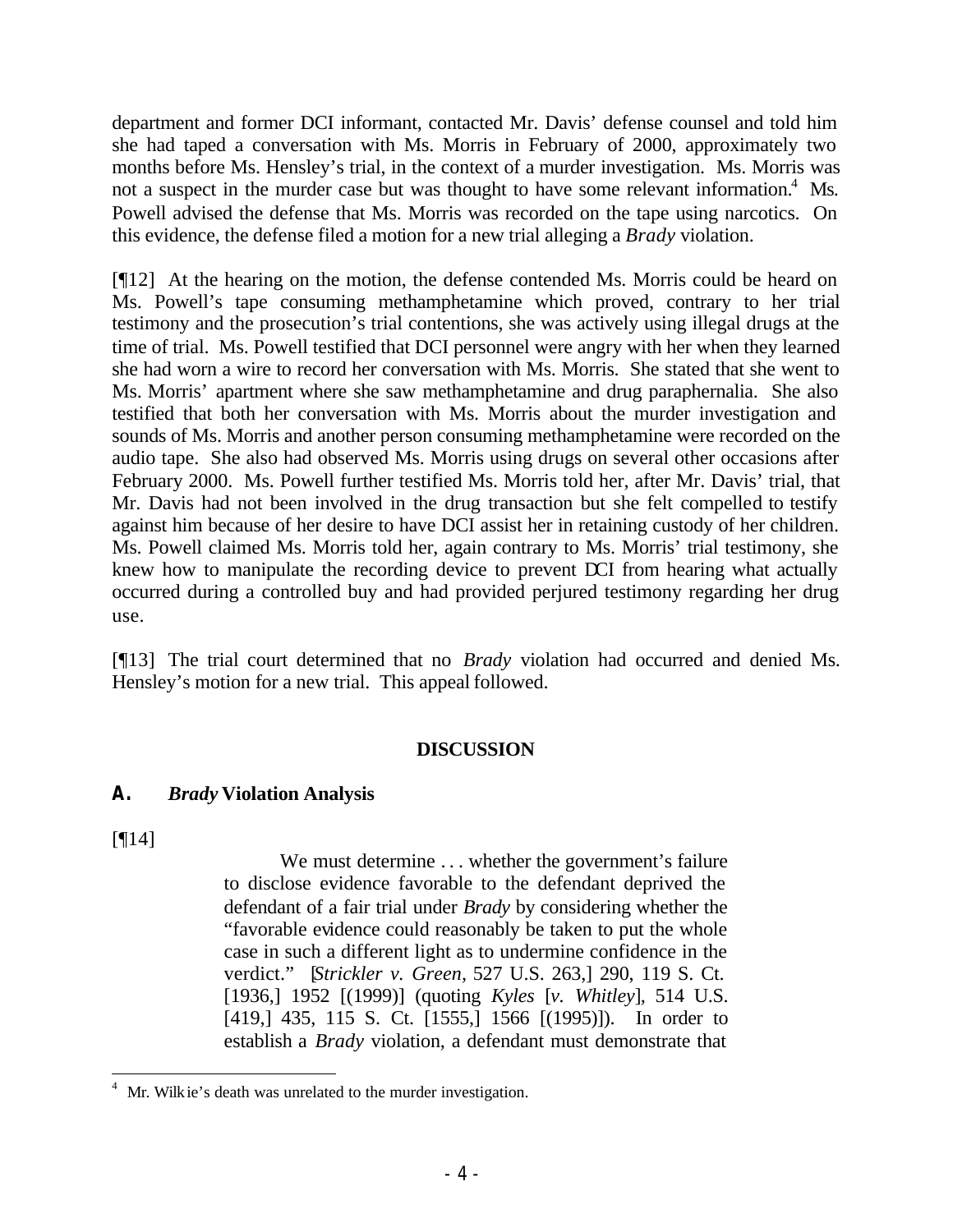department and former DCI informant, contacted Mr. Davis' defense counsel and told him she had taped a conversation with Ms. Morris in February of 2000, approximately two months before Ms. Hensley's trial, in the context of a murder investigation. Ms. Morris was not a suspect in the murder case but was thought to have some relevant information.[4] Ms. Powell advised the defense that Ms. Morris was recorded on the tape using narcotics. On this evidence, the defense filed a motion for a new trial alleging a *Brady* violation.

[¶12] At the hearing on the motion, the defense contended Ms. Morris could be heard on Ms. Powell's tape consuming methamphetamine which proved, contrary to her trial testimony and the prosecution's trial contentions, she was actively using illegal drugs at the time of trial. Ms. Powell testified that DCI personnel were angry with her when they learned she had worn a wire to record her conversation with Ms. Morris. She stated that she went to Ms. Morris' apartment where she saw methamphetamine and drug paraphernalia. She also testified that both her conversation with Ms. Morris about the murder investigation and sounds of Ms. Morris and another person consuming methamphetamine were recorded on the audio tape. She also had observed Ms. Morris using drugs on several other occasions after February 2000. Ms. Powell further testified Ms. Morris told her, after Mr. Davis' trial, that Mr. Davis had not been involved in the drug transaction but she felt compelled to testify against him because of her desire to have DCI assist her in retaining custody of her children. Ms. Powell claimed Ms. Morris told her, again contrary to Ms. Morris' trial testimony, she knew how to manipulate the recording device to prevent DCI from hearing what actually occurred during a controlled buy and had provided perjured testimony regarding her drug use.

[¶13] The trial court determined that no *Brady* violation had occurred and denied Ms. Hensley's motion for a new trial. This appeal followed.

## DISCUSSION

### A. *Brady* Violation Analysis

[¶14]

> We must determine . . . whether the government's failure to disclose evidence favorable to the defendant deprived the defendant of a fair trial under *Brady* by considering whether the "favorable evidence could reasonably be taken to put the whole case in such a different light as to undermine confidence in the verdict." [*Strickler v. Green*, 527 U.S. 263,] 290, 119 S. Ct. [1936,] 1952 [(1999)] (quoting *Kyles* [*v. Whitley*], 514 U.S. [419,] 435, 115 S. Ct. [1555,] 1566 [(1995)]). In order to establish a *Brady* violation, a defendant must demonstrate that

---

[4] Mr. Wilkie's death was unrelated to the murder investigation.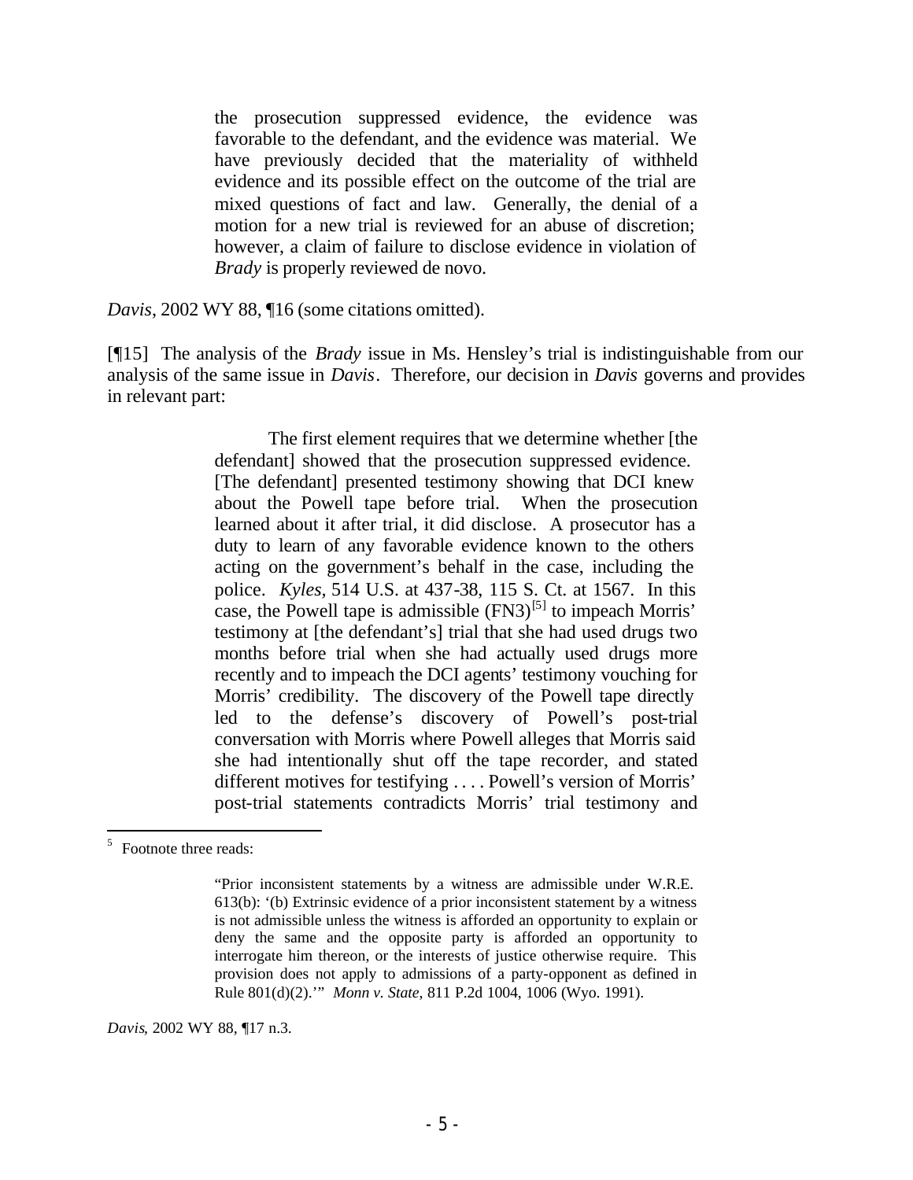> the prosecution suppressed evidence, the evidence was favorable to the defendant, and the evidence was material. We have previously decided that the materiality of withheld evidence and its possible effect on the outcome of the trial are mixed questions of fact and law. Generally, the denial of a motion for a new trial is reviewed for an abuse of discretion; however, a claim of failure to disclose evidence in violation of *Brady* is properly reviewed de novo.

*Davis*, 2002 WY 88, ¶16 (some citations omitted).

[¶15] The analysis of the *Brady* issue in Ms. Hensley's trial is indistinguishable from our analysis of the same issue in *Davis*. Therefore, our decision in *Davis* governs and provides in relevant part:

> The first element requires that we determine whether [the defendant] showed that the prosecution suppressed evidence. [The defendant] presented testimony showing that DCI knew about the Powell tape before trial. When the prosecution learned about it after trial, it did disclose. A prosecutor has a duty to learn of any favorable evidence known to the others acting on the government's behalf in the case, including the police. *Kyles*, 514 U.S. at 437-38, 115 S. Ct. at 1567. In this case, the Powell tape is admissible (FN3)[5] to impeach Morris' testimony at [the defendant's] trial that she had used drugs two months before trial when she had actually used drugs more recently and to impeach the DCI agents' testimony vouching for Morris' credibility. The discovery of the Powell tape directly led to the defense's discovery of Powell's post-trial conversation with Morris where Powell alleges that Morris said she had intentionally shut off the tape recorder, and stated different motives for testifying . . . . Powell's version of Morris' post-trial statements contradicts Morris' trial testimony and

---

[5] Footnote three reads:

> "Prior inconsistent statements by a witness are admissible under W.R.E. 613(b): '(b) Extrinsic evidence of a prior inconsistent statement by a witness is not admissible unless the witness is afforded an opportunity to explain or deny the same and the opposite party is afforded an opportunity to interrogate him thereon, or the interests of justice otherwise require. This provision does not apply to admissions of a party-opponent as defined in Rule 801(d)(2).'" *Monn v. State*, 811 P.2d 1004, 1006 (Wyo. 1991).

*Davis*, 2002 WY 88, ¶17 n.3.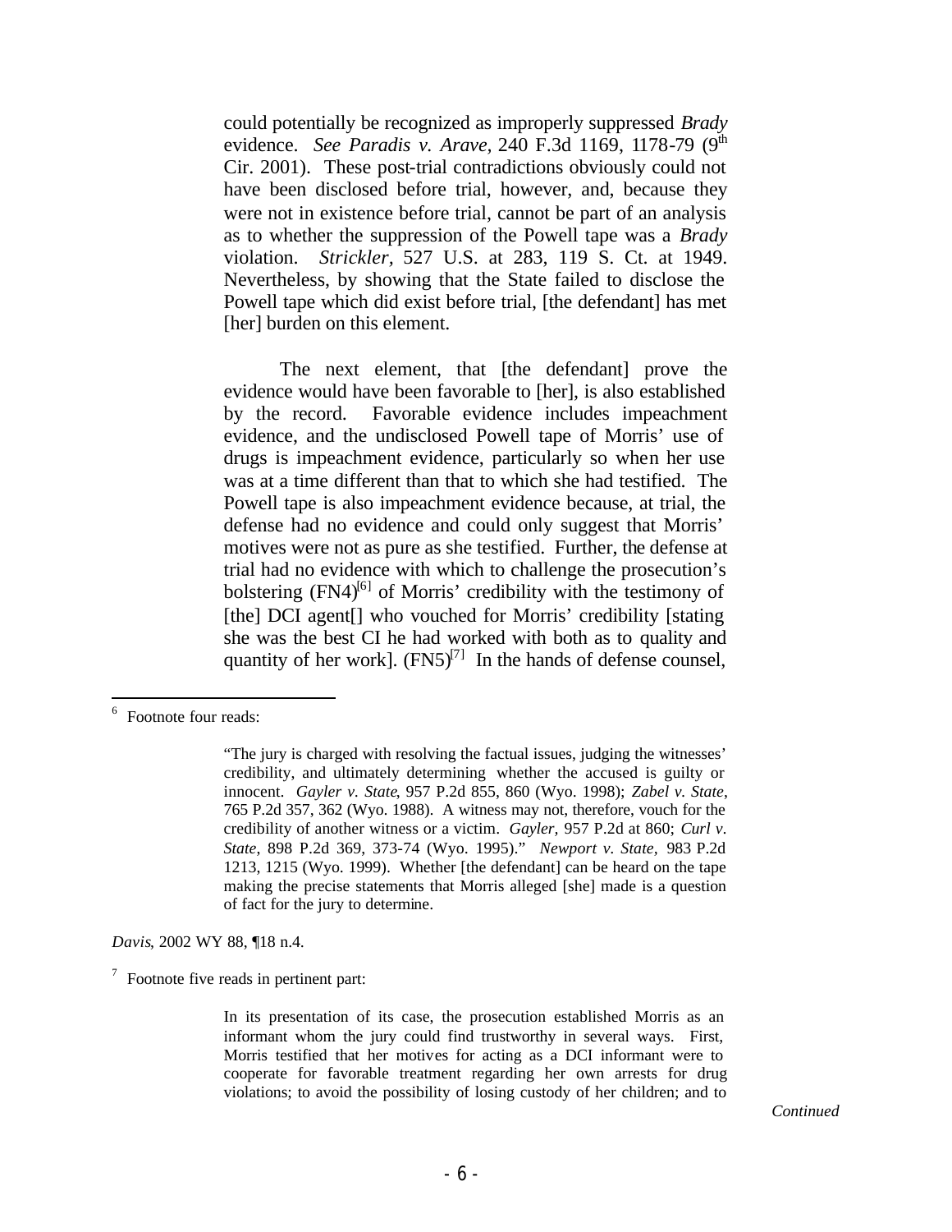could potentially be recognized as improperly suppressed *Brady* evidence. *See Paradis v. Arave*, 240 F.3d 1169, 1178-79 (9th Cir. 2001). These post-trial contradictions obviously could not have been disclosed before trial, however, and, because they were not in existence before trial, cannot be part of an analysis as to whether the suppression of the Powell tape was a *Brady* violation. *Strickler*, 527 U.S. at 283, 119 S. Ct. at 1949. Nevertheless, by showing that the State failed to disclose the Powell tape which did exist before trial, [the defendant] has met [her] burden on this element.

The next element, that [the defendant] prove the evidence would have been favorable to [her], is also established by the record. Favorable evidence includes impeachment evidence, and the undisclosed Powell tape of Morris' use of drugs is impeachment evidence, particularly so when her use was at a time different than that to which she had testified. The Powell tape is also impeachment evidence because, at trial, the defense had no evidence and could only suggest that Morris' motives were not as pure as she testified. Further, the defense at trial had no evidence with which to challenge the prosecution's bolstering (FN4)[6] of Morris' credibility with the testimony of [the] DCI agent[] who vouched for Morris' credibility [stating she was the best CI he had worked with both as to quality and quantity of her work]. (FN5)[7] In the hands of defense counsel,

---

[6] Footnote four reads:

> "The jury is charged with resolving the factual issues, judging the witnesses' credibility, and ultimately determining whether the accused is guilty or innocent. *Gayler v. State*, 957 P.2d 855, 860 (Wyo. 1998); *Zabel v. State*, 765 P.2d 357, 362 (Wyo. 1988). A witness may not, therefore, vouch for the credibility of another witness or a victim. *Gayler,* 957 P.2d at 860; *Curl v. State*, 898 P.2d 369, 373-74 (Wyo. 1995)." *Newport v. State*, 983 P.2d 1213, 1215 (Wyo. 1999). Whether [the defendant] can be heard on the tape making the precise statements that Morris alleged [she] made is a question of fact for the jury to determine.

*Davis*, 2002 WY 88, ¶18 n.4.

[7] Footnote five reads in pertinent part:

> In its presentation of its case, the prosecution established Morris as an informant whom the jury could find trustworthy in several ways. First, Morris testified that her motives for acting as a DCI informant were to cooperate for favorable treatment regarding her own arrests for drug violations; to avoid the possibility of losing custody of her children; and to

*Continued*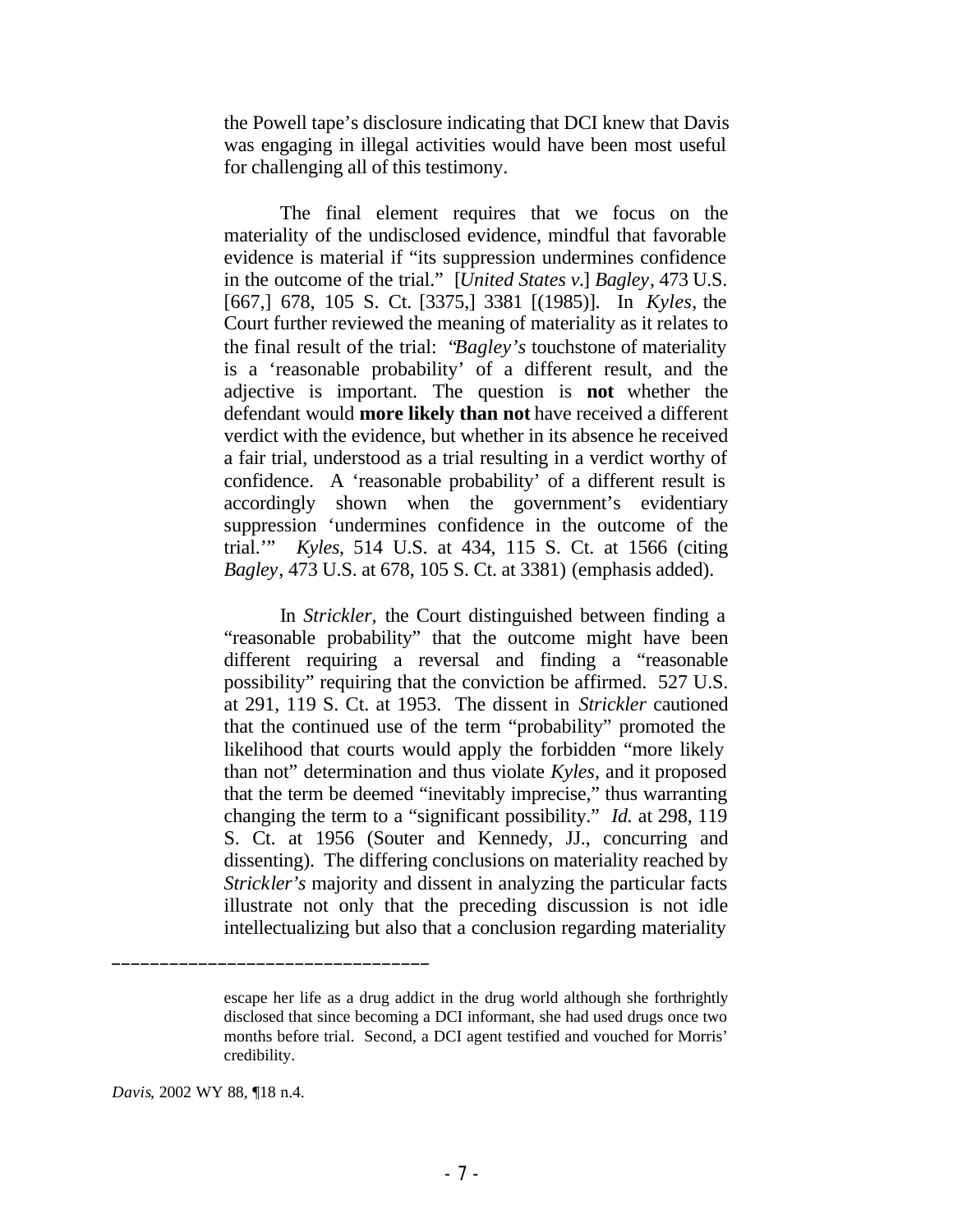the Powell tape's disclosure indicating that DCI knew that Davis was engaging in illegal activities would have been most useful for challenging all of this testimony.

The final element requires that we focus on the materiality of the undisclosed evidence, mindful that favorable evidence is material if "its suppression undermines confidence in the outcome of the trial." [*United States v.*] *Bagley*, 473 U.S. [667,] 678, 105 S. Ct. [3375,] 3381 [(1985)]. In *Kyles*, the Court further reviewed the meaning of materiality as it relates to the final result of the trial: "*Bagley's* touchstone of materiality is a 'reasonable probability' of a different result, and the adjective is important. The question is **not** whether the defendant would **more likely than not** have received a different verdict with the evidence, but whether in its absence he received a fair trial, understood as a trial resulting in a verdict worthy of confidence. A 'reasonable probability' of a different result is accordingly shown when the government's evidentiary suppression 'undermines confidence in the outcome of the trial.'" *Kyles*, 514 U.S. at 434, 115 S. Ct. at 1566 (citing *Bagley*, 473 U.S. at 678, 105 S. Ct. at 3381) (emphasis added).

In *Strickler,* the Court distinguished between finding a "reasonable probability" that the outcome might have been different requiring a reversal and finding a "reasonable possibility" requiring that the conviction be affirmed. 527 U.S. at 291, 119 S. Ct. at 1953. The dissent in *Strickler* cautioned that the continued use of the term "probability" promoted the likelihood that courts would apply the forbidden "more likely than not" determination and thus violate *Kyles,* and it proposed that the term be deemed "inevitably imprecise," thus warranting changing the term to a "significant possibility." *Id.* at 298, 119 S. Ct. at 1956 (Souter and Kennedy, JJ., concurring and dissenting). The differing conclusions on materiality reached by *Strickler's* majority and dissent in analyzing the particular facts illustrate not only that the preceding discussion is not idle intellectualizing but also that a conclusion regarding materiality

---

escape her life as a drug addict in the drug world although she forthrightly disclosed that since becoming a DCI informant, she had used drugs once two months before trial. Second, a DCI agent testified and vouched for Morris' credibility.

*Davis*, 2002 WY 88, ¶18 n.4.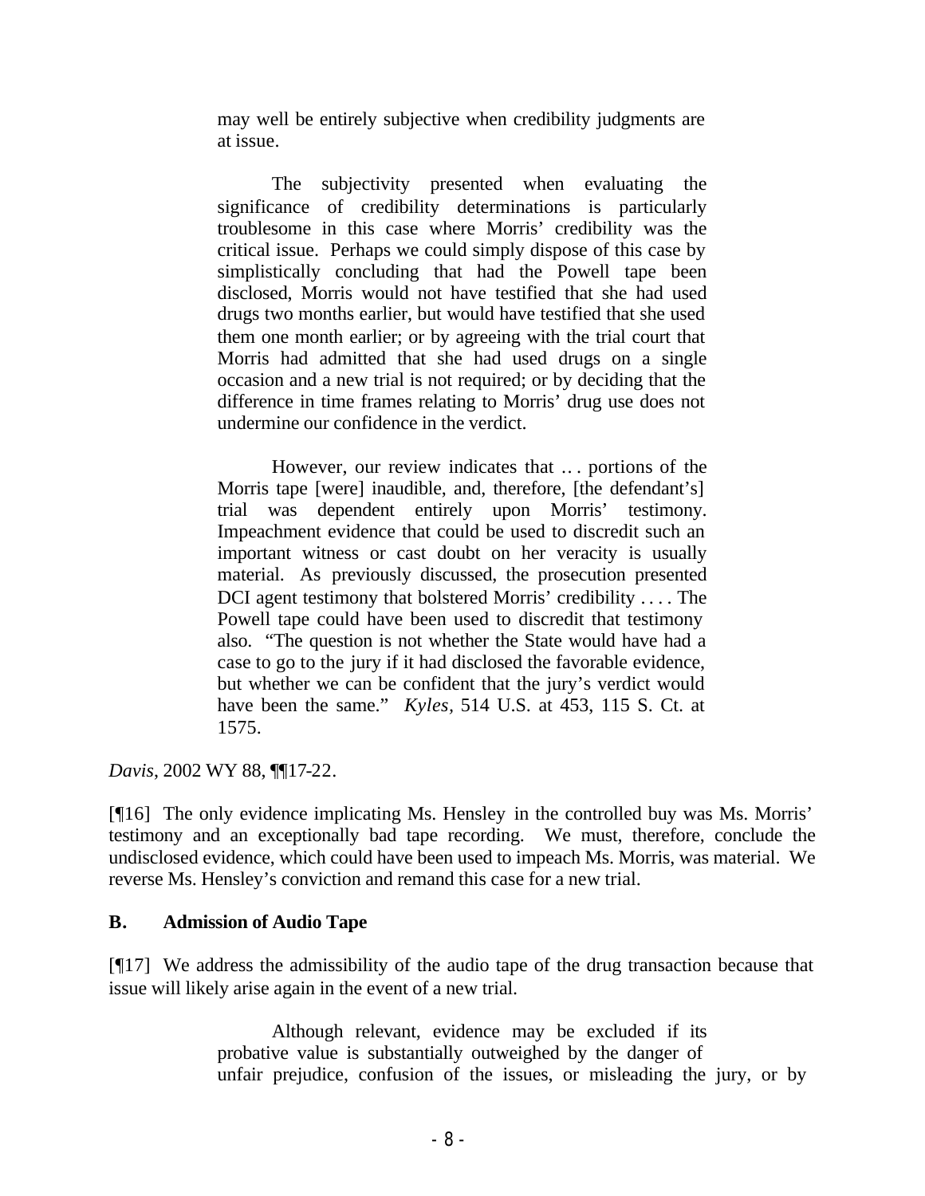> may well be entirely subjective when credibility judgments are at issue.
>
> The subjectivity presented when evaluating the significance of credibility determinations is particularly troublesome in this case where Morris' credibility was the critical issue. Perhaps we could simply dispose of this case by simplistically concluding that had the Powell tape been disclosed, Morris would not have testified that she had used drugs two months earlier, but would have testified that she used them one month earlier; or by agreeing with the trial court that Morris had admitted that she had used drugs on a single occasion and a new trial is not required; or by deciding that the difference in time frames relating to Morris' drug use does not undermine our confidence in the verdict.
>
> However, our review indicates that .. . portions of the Morris tape [were] inaudible, and, therefore, [the defendant's] trial was dependent entirely upon Morris' testimony. Impeachment evidence that could be used to discredit such an important witness or cast doubt on her veracity is usually material. As previously discussed, the prosecution presented DCI agent testimony that bolstered Morris' credibility . . . . The Powell tape could have been used to discredit that testimony also. "The question is not whether the State would have had a case to go to the jury if it had disclosed the favorable evidence, but whether we can be confident that the jury's verdict would have been the same." *Kyles*, 514 U.S. at 453, 115 S. Ct. at 1575.

*Davis*, 2002 WY 88, ¶¶17-22.

[¶16] The only evidence implicating Ms. Hensley in the controlled buy was Ms. Morris' testimony and an exceptionally bad tape recording. We must, therefore, conclude the undisclosed evidence, which could have been used to impeach Ms. Morris, was material. We reverse Ms. Hensley's conviction and remand this case for a new trial.

### B. Admission of Audio Tape

[¶17] We address the admissibility of the audio tape of the drug transaction because that issue will likely arise again in the event of a new trial.

> Although relevant, evidence may be excluded if its probative value is substantially outweighed by the danger of unfair prejudice, confusion of the issues, or misleading the jury, or by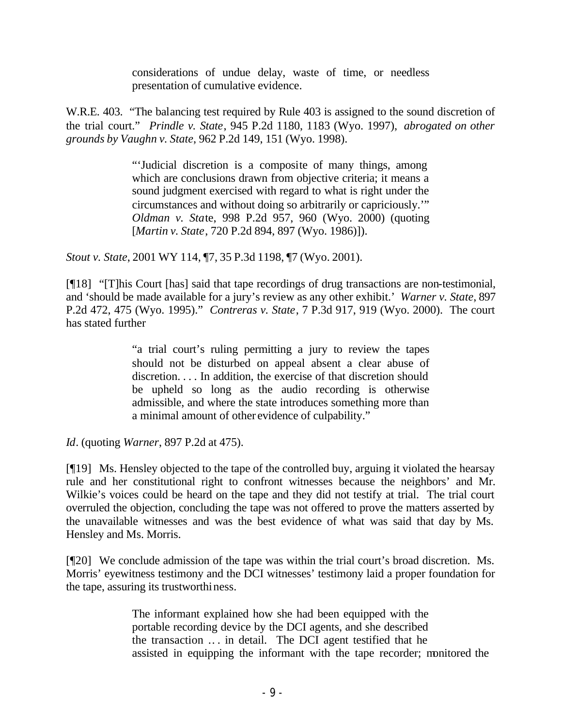> considerations of undue delay, waste of time, or needless presentation of cumulative evidence.

W.R.E. 403. "The balancing test required by Rule 403 is assigned to the sound discretion of the trial court." *Prindle v. State*, 945 P.2d 1180, 1183 (Wyo. 1997), *abrogated on other grounds by Vaughn v. State*, 962 P.2d 149, 151 (Wyo. 1998).

> "'Judicial discretion is a composite of many things, among which are conclusions drawn from objective criteria; it means a sound judgment exercised with regard to what is right under the circumstances and without doing so arbitrarily or capriciously.'" *Oldman v. State*, 998 P.2d 957, 960 (Wyo. 2000) (quoting [*Martin v. State*, 720 P.2d 894, 897 (Wyo. 1986)]).

*Stout v. State*, 2001 WY 114, ¶7, 35 P.3d 1198, ¶7 (Wyo. 2001).

[¶18] "[T]his Court [has] said that tape recordings of drug transactions are non-testimonial, and 'should be made available for a jury's review as any other exhibit.' *Warner v. State*, 897 P.2d 472, 475 (Wyo. 1995)." *Contreras v. State*, 7 P.3d 917, 919 (Wyo. 2000). The court has stated further

> "a trial court's ruling permitting a jury to review the tapes should not be disturbed on appeal absent a clear abuse of discretion. . . . In addition, the exercise of that discretion should be upheld so long as the audio recording is otherwise admissible, and where the state introduces something more than a minimal amount of other evidence of culpability."

*Id*. (quoting *Warner*, 897 P.2d at 475).

[¶19] Ms. Hensley objected to the tape of the controlled buy, arguing it violated the hearsay rule and her constitutional right to confront witnesses because the neighbors' and Mr. Wilkie's voices could be heard on the tape and they did not testify at trial. The trial court overruled the objection, concluding the tape was not offered to prove the matters asserted by the unavailable witnesses and was the best evidence of what was said that day by Ms. Hensley and Ms. Morris.

[¶20] We conclude admission of the tape was within the trial court's broad discretion. Ms. Morris' eyewitness testimony and the DCI witnesses' testimony laid a proper foundation for the tape, assuring its trustworthiness.

> The informant explained how she had been equipped with the portable recording device by the DCI agents, and she described the transaction ... in detail. The DCI agent testified that he assisted in equipping the informant with the tape recorder; monitored the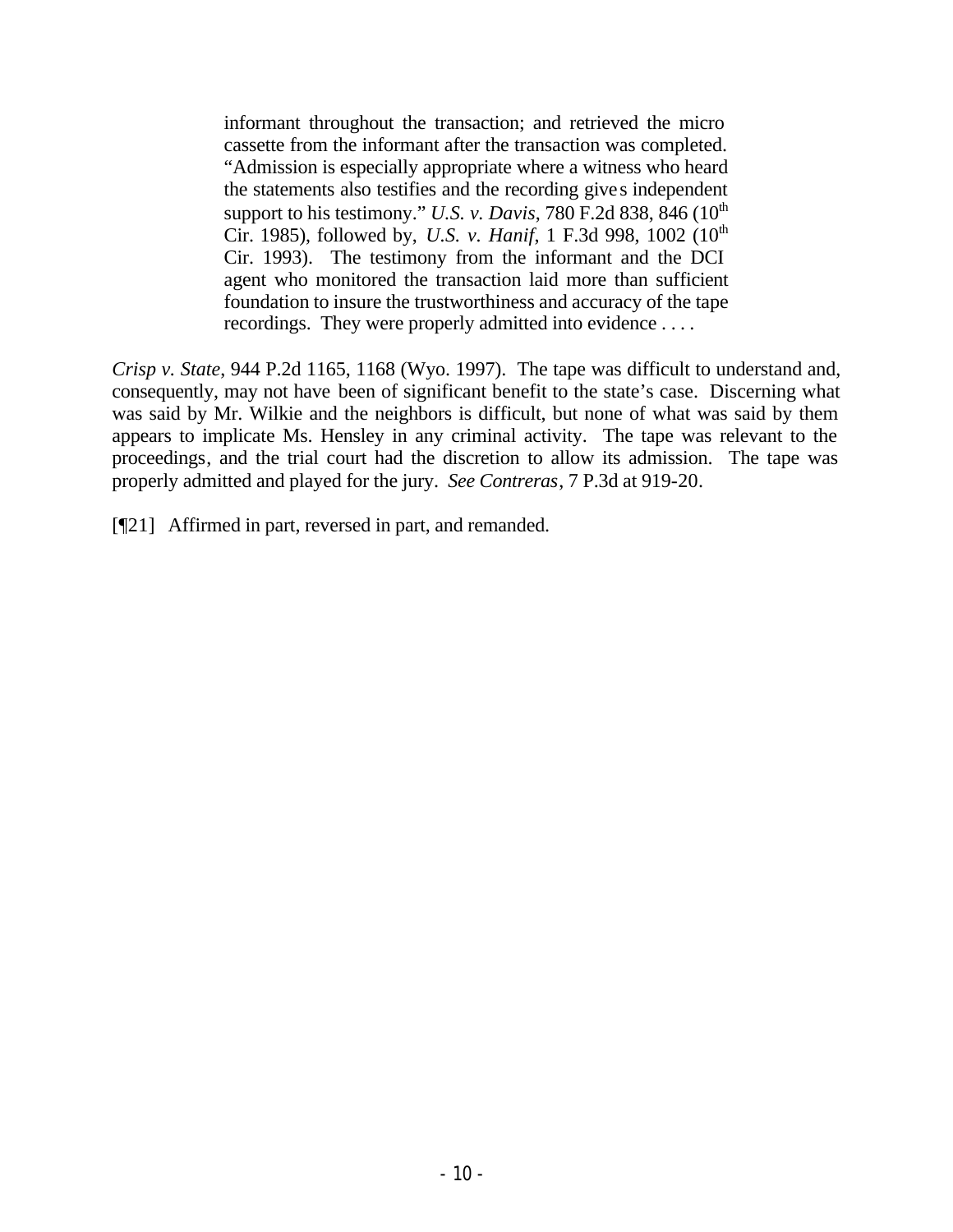> informant throughout the transaction; and retrieved the micro cassette from the informant after the transaction was completed. "Admission is especially appropriate where a witness who heard the statements also testifies and the recording gives independent support to his testimony." *U.S. v. Davis*, 780 F.2d 838, 846 (10th Cir. 1985), followed by, *U.S. v. Hanif*, 1 F.3d 998, 1002 (10th Cir. 1993). The testimony from the informant and the DCI agent who monitored the transaction laid more than sufficient foundation to insure the trustworthiness and accuracy of the tape recordings. They were properly admitted into evidence . . . .

*Crisp v. State*, 944 P.2d 1165, 1168 (Wyo. 1997). The tape was difficult to understand and, consequently, may not have been of significant benefit to the state's case. Discerning what was said by Mr. Wilkie and the neighbors is difficult, but none of what was said by them appears to implicate Ms. Hensley in any criminal activity. The tape was relevant to the proceedings, and the trial court had the discretion to allow its admission. The tape was properly admitted and played for the jury. *See Contreras*, 7 P.3d at 919-20.

[¶21] Affirmed in part, reversed in part, and remanded.